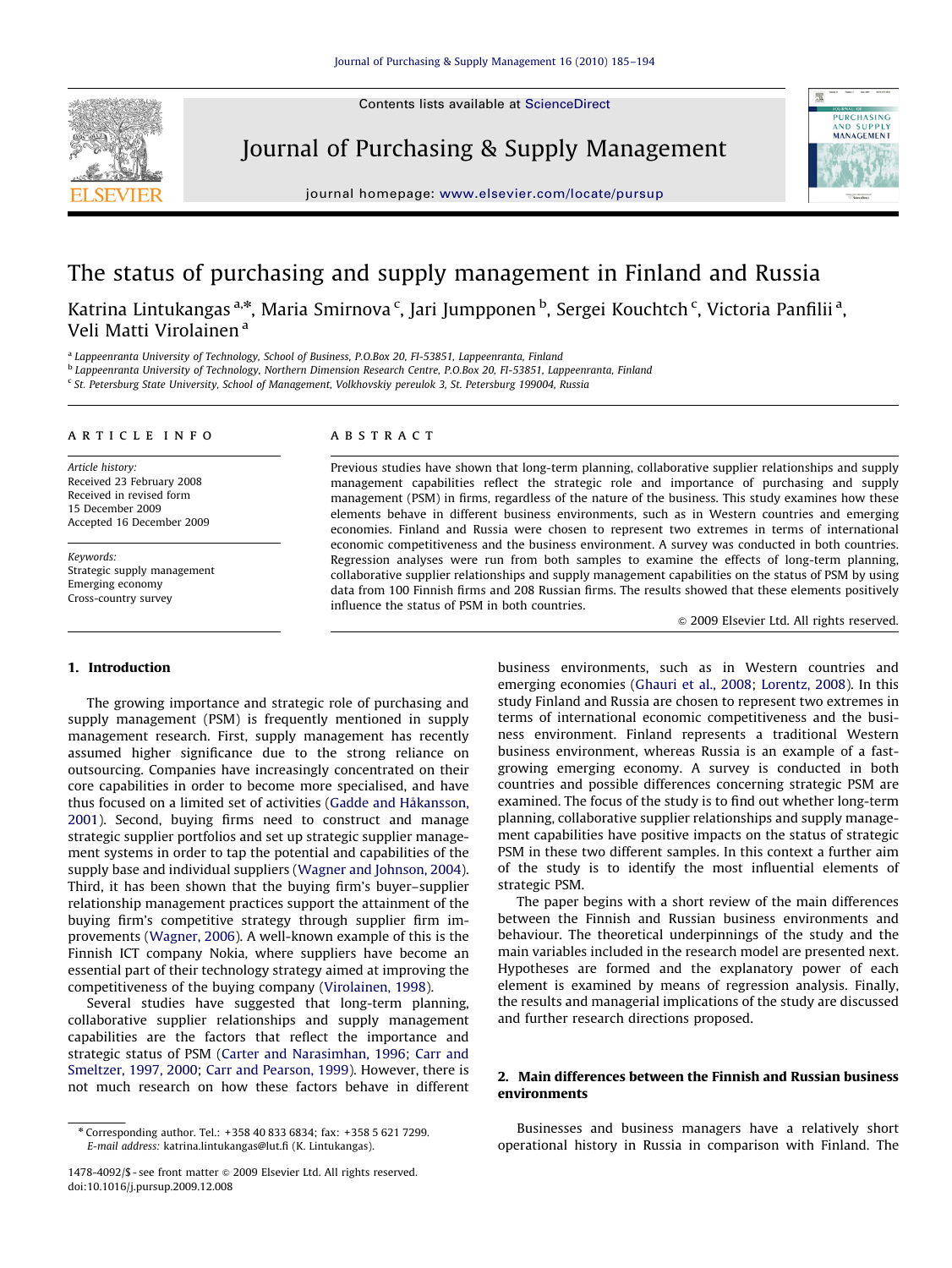# The status of purchasing and supply management in Finland and Russia

Katrina Lintukangas [a,*], Maria Smirnova [c], Jari Jumpponen [b], Sergei Kouchtch [c], Victoria Panfilii [a], Veli Matti Virolainen [a]

[a] Lappeenranta University of Technology, School of Business, P.O.Box 20, FI-53851, Lappeenranta, Finland
[b] Lappeenranta University of Technology, Northern Dimension Research Centre, P.O.Box 20, FI-53851, Lappeenranta, Finland
[c] St. Petersburg State University, School of Management, Volkhovskiy pereulok 3, St. Petersburg 199004, Russia

**ARTICLE INFO**

*Article history:*
Received 23 February 2008
Received in revised form
15 December 2009
Accepted 16 December 2009

*Keywords:*
Strategic supply management
Emerging economy
Cross-country survey

**ABSTRACT**

Previous studies have shown that long-term planning, collaborative supplier relationships and supply management capabilities reflect the strategic role and importance of purchasing and supply management (PSM) in firms, regardless of the nature of the business. This study examines how these elements behave in different business environments, such as in Western countries and emerging economies. Finland and Russia were chosen to represent two extremes in terms of international economic competitiveness and the business environment. A survey was conducted in both countries. Regression analyses were run from both samples to examine the effects of long-term planning, collaborative supplier relationships and supply management capabilities on the status of PSM by using data from 100 Finnish firms and 208 Russian firms. The results showed that these elements positively influence the status of PSM in both countries.

© 2009 Elsevier Ltd. All rights reserved.

## 1. Introduction

The growing importance and strategic role of purchasing and supply management (PSM) is frequently mentioned in supply management research. First, supply management has recently assumed higher significance due to the strong reliance on outsourcing. Companies have increasingly concentrated on their core capabilities in order to become more specialised, and have thus focused on a limited set of activities (Gadde and Håkansson, 2001). Second, buying firms need to construct and manage strategic supplier portfolios and set up strategic supplier management systems in order to tap the potential and capabilities of the supply base and individual suppliers (Wagner and Johnson, 2004). Third, it has been shown that the buying firm's buyer–supplier relationship management practices support the attainment of the buying firm's competitive strategy through supplier firm improvements (Wagner, 2006). A well-known example of this is the Finnish ICT company Nokia, where suppliers have become an essential part of their technology strategy aimed at improving the competitiveness of the buying company (Virolainen, 1998).

Several studies have suggested that long-term planning, collaborative supplier relationships and supply management capabilities are the factors that reflect the importance and strategic status of PSM (Carter and Narasimhan, 1996; Carr and Smeltzer, 1997, 2000; Carr and Pearson, 1999). However, there is not much research on how these factors behave in different business environments, such as in Western countries and emerging economies (Ghauri et al., 2008; Lorentz, 2008). In this study Finland and Russia are chosen to represent two extremes in terms of international economic competitiveness and the business environment. Finland represents a traditional Western business environment, whereas Russia is an example of a fast-growing emerging economy. A survey is conducted in both countries and possible differences concerning strategic PSM are examined. The focus of the study is to find out whether long-term planning, collaborative supplier relationships and supply management capabilities have positive impacts on the status of strategic PSM in these two different samples. In this context a further aim of the study is to identify the most influential elements of strategic PSM.

The paper begins with a short review of the main differences between the Finnish and Russian business environments and behaviour. The theoretical underpinnings of the study and the main variables included in the research model are presented next. Hypotheses are formed and the explanatory power of each element is examined by means of regression analysis. Finally, the results and managerial implications of the study are discussed and further research directions proposed.

## 2. Main differences between the Finnish and Russian business environments

Businesses and business managers have a relatively short operational history in Russia in comparison with Finland. The

* Corresponding author. Tel.: +358 40 833 6834; fax: +358 5 621 7299.
E-mail address: katrina.lintukangas@lut.fi (K. Lintukangas).

1478-4092/$ - see front matter © 2009 Elsevier Ltd. All rights reserved.
doi:10.1016/j.pursup.2009.12.008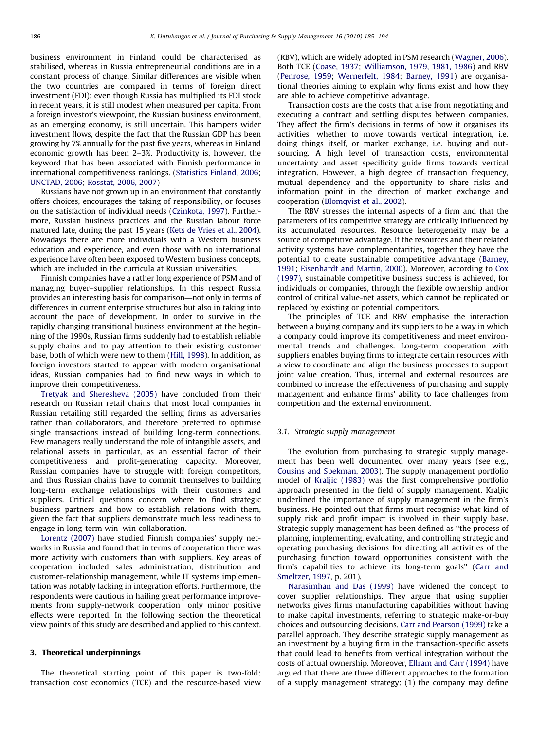business environment in Finland could be characterised as stabilised, whereas in Russia entrepreneurial conditions are in a constant process of change. Similar differences are visible when the two countries are compared in terms of foreign direct investment (FDI): even though Russia has multiplied its FDI stock in recent years, it is still modest when measured per capita. From a foreign investor's viewpoint, the Russian business environment, as an emerging economy, is still uncertain. This hampers wider investment flows, despite the fact that the Russian GDP has been growing by 7% annually for the past five years, whereas in Finland economic growth has been 2–3%. Productivity is, however, the keyword that has been associated with Finnish performance in international competitiveness rankings. (Statistics Finland, 2006; UNCTAD, 2006; Rosstat, 2006, 2007)

Russians have not grown up in an environment that constantly offers choices, encourages the taking of responsibility, or focuses on the satisfaction of individual needs (Czinkota, 1997). Furthermore, Russian business practices and the Russian labour force matured late, during the past 15 years (Kets de Vries et al., 2004). Nowadays there are more individuals with a Western business education and experience, and even those with no international experience have often been exposed to Western business concepts, which are included in the curricula at Russian universities.

Finnish companies have a rather long experience of PSM and of managing buyer–supplier relationships. In this respect Russia provides an interesting basis for comparison—not only in terms of differences in current enterprise structures but also in taking into account the pace of development. In order to survive in the rapidly changing transitional business environment at the beginning of the 1990s, Russian firms suddenly had to establish reliable supply chains and to pay attention to their existing customer base, both of which were new to them (Hill, 1998). In addition, as foreign investors started to appear with modern organisational ideas, Russian companies had to find new ways in which to improve their competitiveness.

Tretyak and Sheresheva (2005) have concluded from their research on Russian retail chains that most local companies in Russian retailing still regarded the selling firms as adversaries rather than collaborators, and therefore preferred to optimise single transactions instead of building long-term connections. Few managers really understand the role of intangible assets, and relational assets in particular, as an essential factor of their competitiveness and profit-generating capacity. Moreover, Russian companies have to struggle with foreign competitors, and thus Russian chains have to commit themselves to building long-term exchange relationships with their customers and suppliers. Critical questions concern where to find strategic business partners and how to establish relations with them, given the fact that suppliers demonstrate much less readiness to engage in long-term win–win collaboration.

Lorentz (2007) have studied Finnish companies' supply networks in Russia and found that in terms of cooperation there was more activity with customers than with suppliers. Key areas of cooperation included sales administration, distribution and customer-relationship management, while IT systems implementation was notably lacking in integration efforts. Furthermore, the respondents were cautious in hailing great performance improvements from supply-network cooperation—only minor positive effects were reported. In the following section the theoretical view points of this study are described and applied to this context.

## 3. Theoretical underpinnings

The theoretical starting point of this paper is two-fold: transaction cost economics (TCE) and the resource-based view (RBV), which are widely adopted in PSM research (Wagner, 2006). Both TCE (Coase, 1937; Williamson, 1979, 1981, 1986) and RBV (Penrose, 1959; Wernerfelt, 1984; Barney, 1991) are organisational theories aiming to explain why firms exist and how they are able to achieve competitive advantage.

Transaction costs are the costs that arise from negotiating and executing a contract and settling disputes between companies. They affect the firm's decisions in terms of how it organises its activities—whether to move towards vertical integration, i.e. doing things itself, or market exchange, i.e. buying and outsourcing. A high level of transaction costs, environmental uncertainty and asset specificity guide firms towards vertical integration. However, a high degree of transaction frequency, mutual dependency and the opportunity to share risks and information point in the direction of market exchange and cooperation (Blomqvist et al., 2002).

The RBV stresses the internal aspects of a firm and that the parameters of its competitive strategy are critically influenced by its accumulated resources. Resource heterogeneity may be a source of competitive advantage. If the resources and their related activity systems have complementarities, together they have the potential to create sustainable competitive advantage (Barney, 1991; Eisenhardt and Martin, 2000). Moreover, according to Cox (1997), sustainable competitive business success is achieved, for individuals or companies, through the flexible ownership and/or control of critical value-net assets, which cannot be replicated or replaced by existing or potential competitors.

The principles of TCE and RBV emphasise the interaction between a buying company and its suppliers to be a way in which a company could improve its competitiveness and meet environmental trends and challenges. Long-term cooperation with suppliers enables buying firms to integrate certain resources with a view to coordinate and align the business processes to support joint value creation. Thus, internal and external resources are combined to increase the effectiveness of purchasing and supply management and enhance firms' ability to face challenges from competition and the external environment.

### 3.1. Strategic supply management

The evolution from purchasing to strategic supply management has been well documented over many years (see e.g., Cousins and Spekman, 2003). The supply management portfolio model of Kraljic (1983) was the first comprehensive portfolio approach presented in the field of supply management. Kraljic underlined the importance of supply management in the firm's business. He pointed out that firms must recognise what kind of supply risk and profit impact is involved in their supply base. Strategic supply management has been defined as "the process of planning, implementing, evaluating, and controlling strategic and operating purchasing decisions for directing all activities of the purchasing function toward opportunities consistent with the firm's capabilities to achieve its long-term goals" (Carr and Smeltzer, 1997, p. 201).

Narasimhan and Das (1999) have widened the concept to cover supplier relationships. They argue that using supplier networks gives firms manufacturing capabilities without having to make capital investments, referring to strategic make-or-buy choices and outsourcing decisions. Carr and Pearson (1999) take a parallel approach. They describe strategic supply management as an investment by a buying firm in the transaction-specific assets that could lead to benefits from vertical integration without the costs of actual ownership. Moreover, Ellram and Carr (1994) have argued that there are three different approaches to the formation of a supply management strategy: (1) the company may define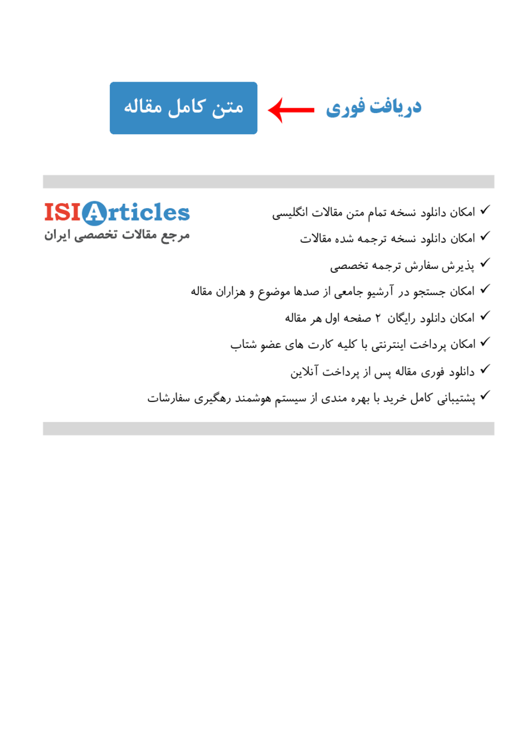دریافت فوری ← متن کامل مقاله

**ISIArticles**
مرجع مقالات تخصصی ایران

- ✓ امکان دانلود نسخه تمام متن مقالات انگلیسی
- ✓ امکان دانلود نسخه ترجمه شده مقالات
- ✓ پذیرش سفارش ترجمه تخصصی
- ✓ امکان جستجو در آرشیو جامعی از صدها موضوع و هزاران مقاله
- ✓ امکان دانلود رایگان ۲ صفحه اول هر مقاله
- ✓ امکان پرداخت اینترنتی با کلیه کارت های عضو شتاب
- ✓ دانلود فوری مقاله پس از پرداخت آنلاین
- ✓ پشتیبانی کامل خرید با بهره مندی از سیستم هوشمند رهگیری سفارشات